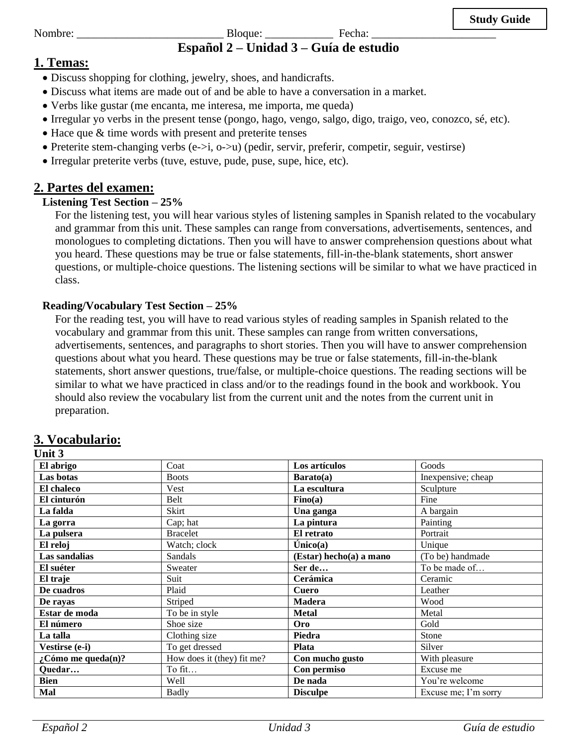**Study Guide**

Nombre: __________________________ Bloque: ____________ Fecha: ______________________

# Español 2 – Unidad 3 – Guía de estudio

## 1. Temas:

- Discuss shopping for clothing, jewelry, shoes, and handicrafts.
- Discuss what items are made out of and be able to have a conversation in a market.
- Verbs like gustar (me encanta, me interesa, me importa, me queda)
- Irregular yo verbs in the present tense (pongo, hago, vengo, salgo, digo, traigo, veo, conozco, sé, etc).
- Hace que & time words with present and preterite tenses
- Preterite stem-changing verbs (e->i, o->u) (pedir, servir, preferir, competir, seguir, vestirse)
- Irregular preterite verbs (tuve, estuve, pude, puse, supe, hice, etc).

## 2. Partes del examen:

**Listening Test Section – 25%**

For the listening test, you will hear various styles of listening samples in Spanish related to the vocabulary and grammar from this unit. These samples can range from conversations, advertisements, sentences, and monologues to completing dictations. Then you will have to answer comprehension questions about what you heard. These questions may be true or false statements, fill-in-the-blank statements, short answer questions, or multiple-choice questions. The listening sections will be similar to what we have practiced in class.

**Reading/Vocabulary Test Section – 25%**

For the reading test, you will have to read various styles of reading samples in Spanish related to the vocabulary and grammar from this unit. These samples can range from written conversations, advertisements, sentences, and paragraphs to short stories. Then you will have to answer comprehension questions about what you heard. These questions may be true or false statements, fill-in-the-blank statements, short answer questions, true/false, or multiple-choice questions. The reading sections will be similar to what we have practiced in class and/or to the readings found in the book and workbook. You should also review the vocabulary list from the current unit and the notes from the current unit in preparation.

## 3. Vocabulario:

**Unit 3**

| | | | |
|---|---|---|---|
| **El abrigo** | Coat | **Los artículos** | Goods |
| **Las botas** | Boots | **Barato(a)** | Inexpensive; cheap |
| **El chaleco** | Vest | **La escultura** | Sculpture |
| **El cinturón** | Belt | **Fino(a)** | Fine |
| **La falda** | Skirt | **Una ganga** | A bargain |
| **La gorra** | Cap; hat | **La pintura** | Painting |
| **La pulsera** | Bracelet | **El retrato** | Portrait |
| **El reloj** | Watch; clock | **Único(a)** | Unique |
| **Las sandalias** | Sandals | **(Estar) hecho(a) a mano** | (To be) handmade |
| **El suéter** | Sweater | **Ser de…** | To be made of… |
| **El traje** | Suit | **Cerámica** | Ceramic |
| **De cuadros** | Plaid | **Cuero** | Leather |
| **De rayas** | Striped | **Madera** | Wood |
| **Estar de moda** | To be in style | **Metal** | Metal |
| **El número** | Shoe size | **Oro** | Gold |
| **La talla** | Clothing size | **Piedra** | Stone |
| **Vestirse (e-i)** | To get dressed | **Plata** | Silver |
| **¿Cómo me queda(n)?** | How does it (they) fit me? | **Con mucho gusto** | With pleasure |
| **Quedar…** | To fit… | **Con permiso** | Excuse me |
| **Bien** | Well | **De nada** | You're welcome |
| **Mal** | Badly | **Disculpe** | Excuse me; I'm sorry |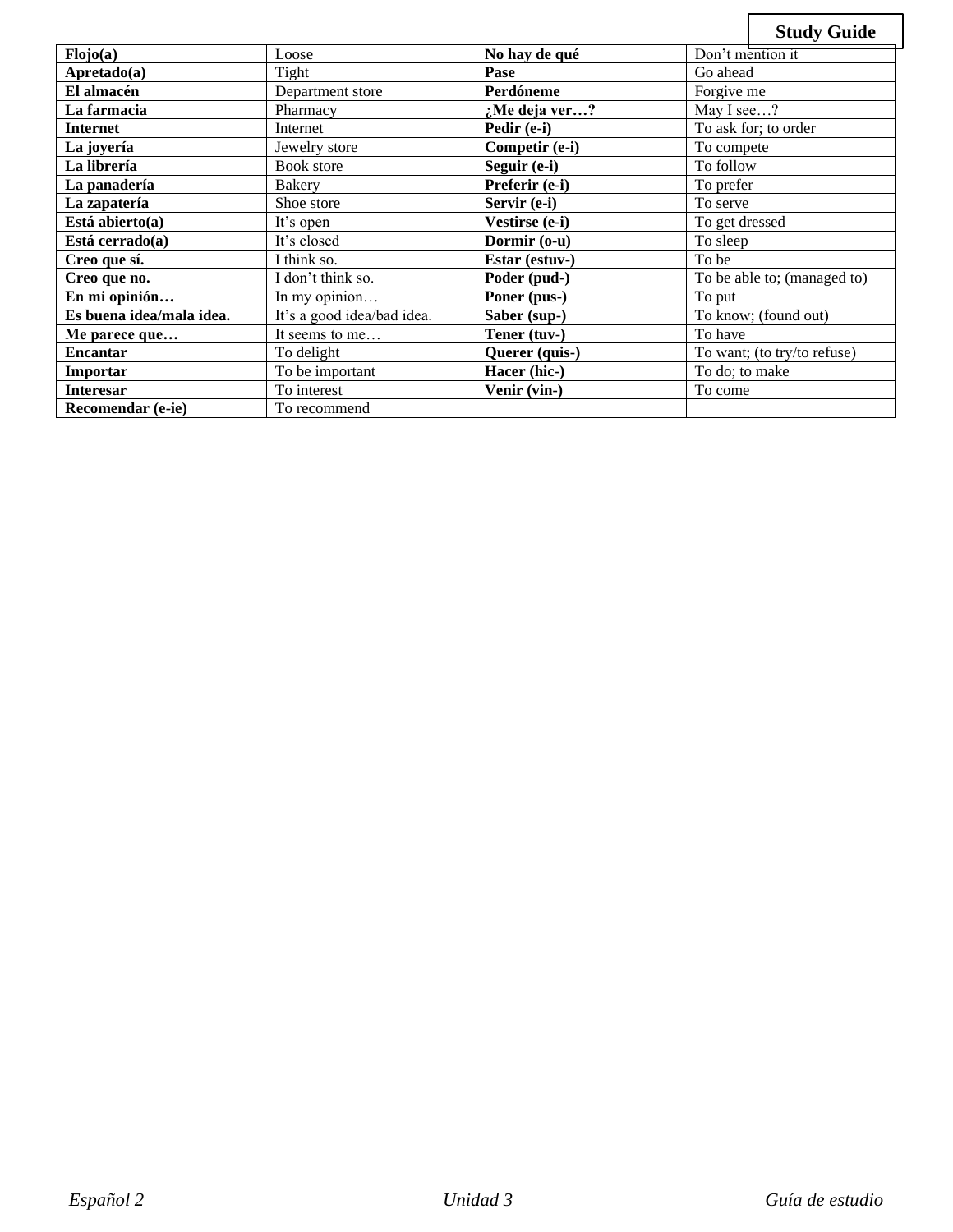**Study Guide**

| **Flojo(a)** | Loose | **No hay de qué** | Don't mention it |
|---|---|---|---|
| **Apretado(a)** | Tight | **Pase** | Go ahead |
| **El almacén** | Department store | **Perdóneme** | Forgive me |
| **La farmacia** | Pharmacy | **¿Me deja ver…?** | May I see…? |
| **Internet** | Internet | **Pedir (e-i)** | To ask for; to order |
| **La joyería** | Jewelry store | **Competir (e-i)** | To compete |
| **La librería** | Book store | **Seguir (e-i)** | To follow |
| **La panadería** | Bakery | **Preferir (e-i)** | To prefer |
| **La zapatería** | Shoe store | **Servir (e-i)** | To serve |
| **Está abierto(a)** | It's open | **Vestirse (e-i)** | To get dressed |
| **Está cerrado(a)** | It's closed | **Dormir (o-u)** | To sleep |
| **Creo que sí.** | I think so. | **Estar (estuv-)** | To be |
| **Creo que no.** | I don't think so. | **Poder (pud-)** | To be able to; (managed to) |
| **En mi opinión…** | In my opinion… | **Poner (pus-)** | To put |
| **Es buena idea/mala idea.** | It's a good idea/bad idea. | **Saber (sup-)** | To know; (found out) |
| **Me parece que…** | It seems to me… | **Tener (tuv-)** | To have |
| **Encantar** | To delight | **Querer (quis-)** | To want; (to try/to refuse) |
| **Importar** | To be important | **Hacer (hic-)** | To do; to make |
| **Interesar** | To interest | **Venir (vin-)** | To come |
| **Recomendar (e-ie)** | To recommend | | |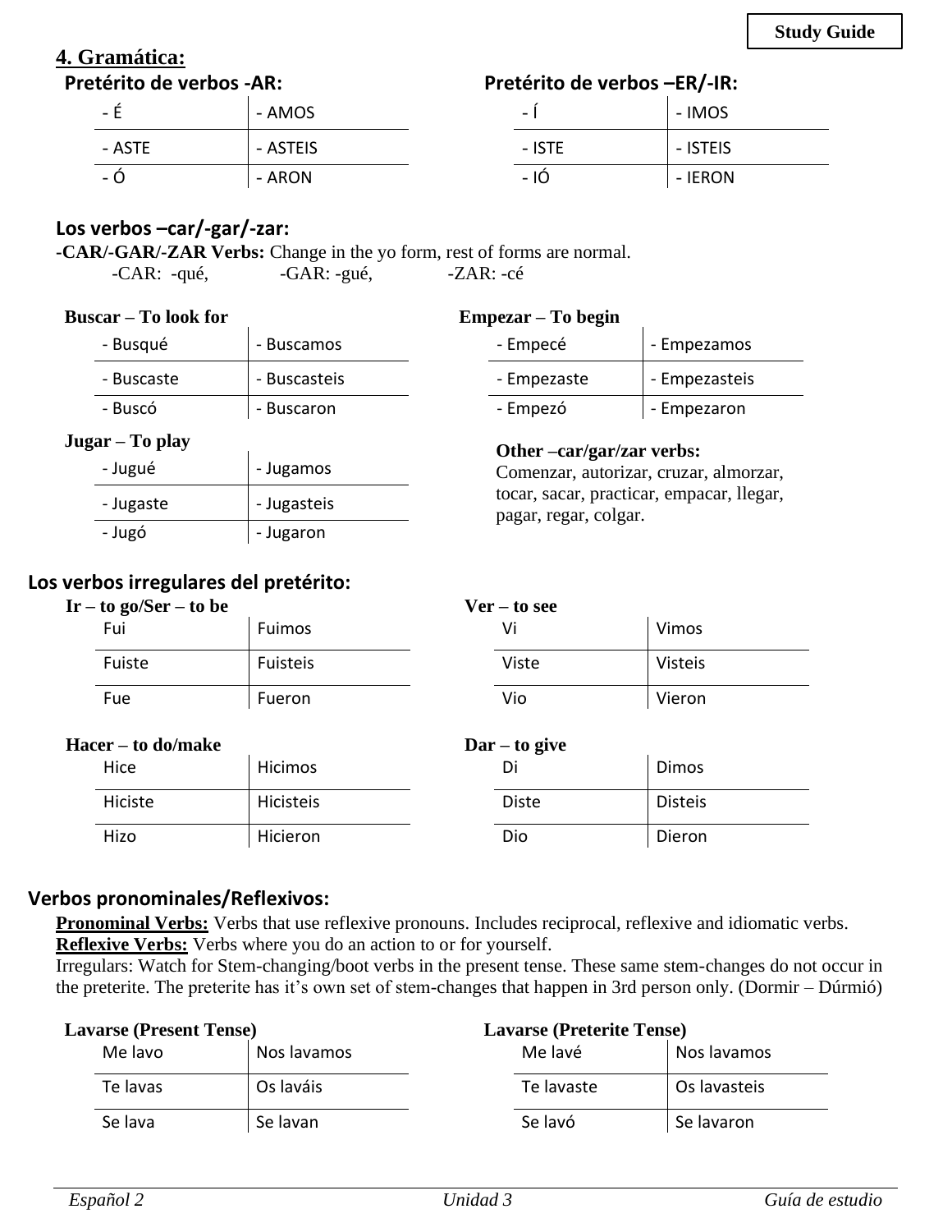Study Guide

## 4. Gramática:

### Pretérito de verbos -AR:

| | |
|---|---|
| - É | - AMOS |
| - ASTE | - ASTEIS |
| - Ó | - ARON |

### Pretérito de verbos –ER/-IR:

| | |
|---|---|
| - Í | - IMOS |
| - ISTE | - ISTEIS |
| - IÓ | - IERON |

### Los verbos –car/-gar/-zar:

**-CAR/-GAR/-ZAR Verbs:** Change in the yo form, rest of forms are normal.

-CAR: -qué, -GAR: -gué, -ZAR: -cé

**Buscar – To look for**

| | |
|---|---|
| - Busqué | - Buscamos |
| - Buscaste | - Buscasteis |
| - Buscó | - Buscaron |

**Empezar – To begin**

| | |
|---|---|
| - Empecé | - Empezamos |
| - Empezaste | - Empezasteis |
| - Empezó | - Empezaron |

**Jugar – To play**

| | |
|---|---|
| - Jugué | - Jugamos |
| - Jugaste | - Jugasteis |
| - Jugó | - Jugaron |

**Other –car/gar/zar verbs:**
Comenzar, autorizar, cruzar, almorzar, tocar, sacar, practicar, empacar, llegar, pagar, regar, colgar.

### Los verbos irregulares del pretérito:

**Ir – to go/Ser – to be**

| | |
|---|---|
| Fui | Fuimos |
| Fuiste | Fuisteis |
| Fue | Fueron |

**Ver – to see**

| | |
|---|---|
| Vi | Vimos |
| Viste | Visteis |
| Vio | Vieron |

**Hacer – to do/make**

| | |
|---|---|
| Hice | Hicimos |
| Hiciste | Hicisteis |
| Hizo | Hicieron |

**Dar – to give**

| | |
|---|---|
| Di | Dimos |
| Diste | Disteis |
| Dio | Dieron |

### Verbos pronominales/Reflexivos:

**Pronominal Verbs:** Verbs that use reflexive pronouns. Includes reciprocal, reflexive and idiomatic verbs.
**Reflexive Verbs:** Verbs where you do an action to or for yourself.
Irregulars: Watch for Stem-changing/boot verbs in the present tense. These same stem-changes do not occur in the preterite. The preterite has it's own set of stem-changes that happen in 3rd person only. (Dormir – Dúrmió)

**Lavarse (Present Tense)**

| | |
|---|---|
| Me lavo | Nos lavamos |
| Te lavas | Os laváis |
| Se lava | Se lavan |

**Lavarse (Preterite Tense)**

| | |
|---|---|
| Me lavé | Nos lavamos |
| Te lavaste | Os lavasteis |
| Se lavó | Se lavaron |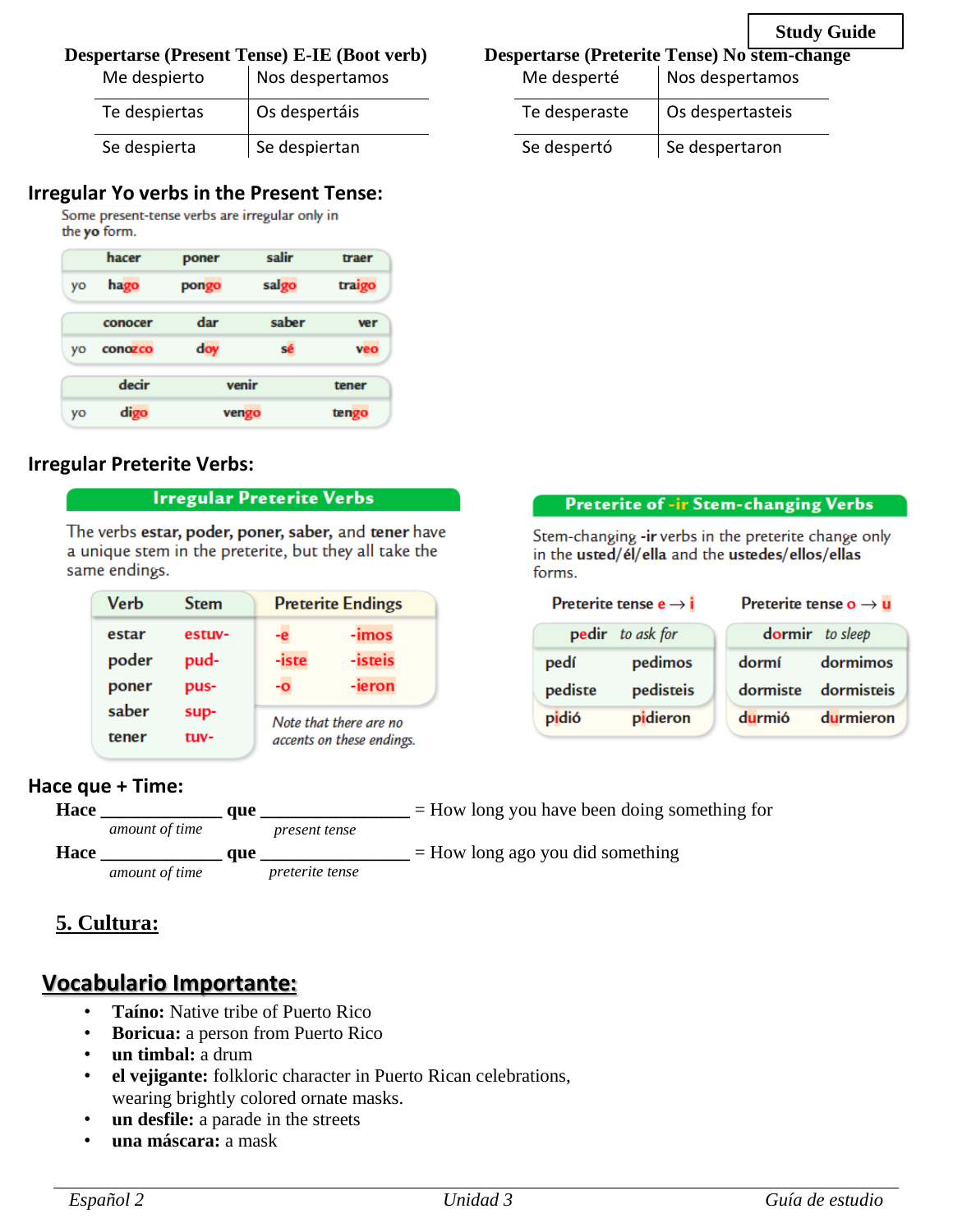**Study Guide**

**Despertarse (Present Tense) E-IE (Boot verb)**

| | |
|---|---|
| Me despierto | Nos despertamos |
| Te despiertas | Os despertáis |
| Se despierta | Se despiertan |

**Despertarse (Preterite Tense) No stem-change**

| | |
|---|---|
| Me desperté | Nos despertamos |
| Te desperaste | Os despertasteis |
| Se despertó | Se despertaron |

## Irregular Yo verbs in the Present Tense:

Some present-tense verbs are irregular only in the **yo** form.

| | hacer | poner | salir | traer |
|---|---|---|---|---|
| yo | hago | pongo | salgo | traigo |

| | conocer | dar | saber | ver |
|---|---|---|---|---|
| yo | conozco | doy | sé | veo |

| | decir | venir | tener |
|---|---|---|---|
| yo | digo | vengo | tengo |

## Irregular Preterite Verbs:

### Irregular Preterite Verbs

The verbs **estar, poder, poner, saber,** and **tener** have a unique stem in the preterite, but they all take the same endings.

| Verb | Stem | Preterite Endings | |
|---|---|---|---|
| estar | estuv- | -e | -imos |
| poder | pud- | -iste | -isteis |
| poner | pus- | -o | -ieron |
| saber | sup- | | |
| tener | tuv- | | |

*Note that there are no accents on these endings.*

### Preterite of -ir Stem-changing Verbs

Stem-changing **-ir** verbs in the preterite change only in the **usted/él/ella** and the **ustedes/ellos/ellas** forms.

Preterite tense e → i

| **pedir** *to ask for* | |
|---|---|
| pedí | pedimos |
| pediste | pedisteis |
| pidió | pidieron |

Preterite tense o → u

| **dormir** *to sleep* | |
|---|---|
| dormí | dormimos |
| dormiste | dormisteis |
| durmió | durmieron |

## Hace que + Time:

**Hace** ____________ **que** ______________ = How long you have been doing something for
*amount of time* — *present tense*

**Hace** ____________ **que** ______________ = How long ago you did something
*amount of time* — *preterite tense*

## 5. Cultura:

## Vocabulario Importante:

- **Taíno:** Native tribe of Puerto Rico
- **Boricua:** a person from Puerto Rico
- **un timbal:** a drum
- **el vejigante:** folkloric character in Puerto Rican celebrations, wearing brightly colored ornate masks.
- **un desfile:** a parade in the streets
- **una máscara:** a mask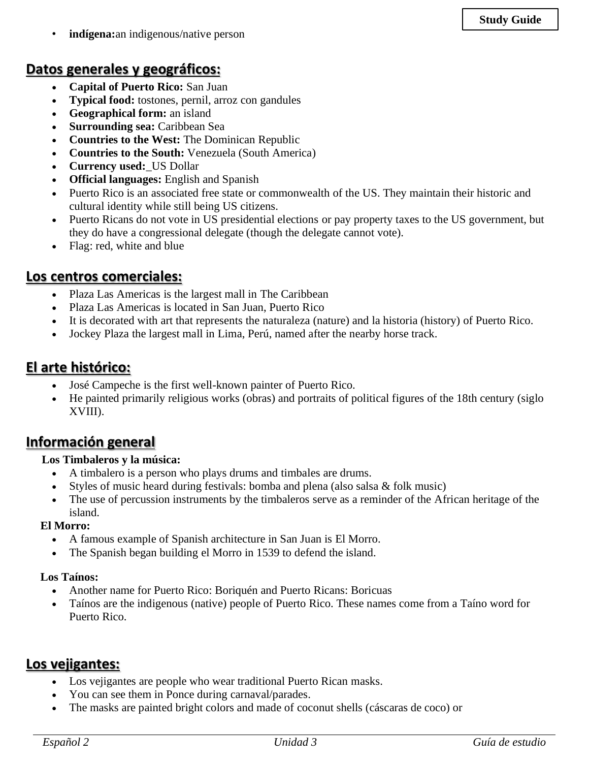- **indígena:**an indigenous/native person

## Datos generales y geográficos:

- **Capital of Puerto Rico:** San Juan
- **Typical food:** tostones, pernil, arroz con gandules
- **Geographical form:** an island
- **Surrounding sea:** Caribbean Sea
- **Countries to the West:** The Dominican Republic
- **Countries to the South:** Venezuela (South America)
- **Currency used:**_US Dollar
- **Official languages:** English and Spanish
- Puerto Rico is an associated free state or commonwealth of the US. They maintain their historic and cultural identity while still being US citizens.
- Puerto Ricans do not vote in US presidential elections or pay property taxes to the US government, but they do have a congressional delegate (though the delegate cannot vote).
- Flag: red, white and blue

## Los centros comerciales:

- Plaza Las Americas is the largest mall in The Caribbean
- Plaza Las Americas is located in San Juan, Puerto Rico
- It is decorated with art that represents the naturaleza (nature) and la historia (history) of Puerto Rico.
- Jockey Plaza the largest mall in Lima, Perú, named after the nearby horse track.

## El arte histórico:

- José Campeche is the first well-known painter of Puerto Rico.
- He painted primarily religious works (obras) and portraits of political figures of the 18th century (siglo XVIII).

## Información general

**Los Timbaleros y la música:**

- A timbalero is a person who plays drums and timbales are drums.
- Styles of music heard during festivals: bomba and plena (also salsa & folk music)
- The use of percussion instruments by the timbaleros serve as a reminder of the African heritage of the island.

**El Morro:**

- A famous example of Spanish architecture in San Juan is El Morro.
- The Spanish began building el Morro in 1539 to defend the island.

**Los Taínos:**

- Another name for Puerto Rico: Boriquén and Puerto Ricans: Boricuas
- Taínos are the indigenous (native) people of Puerto Rico. These names come from a Taíno word for Puerto Rico.

## Los vejigantes:

- Los vejigantes are people who wear traditional Puerto Rican masks.
- You can see them in Ponce during carnaval/parades.
- The masks are painted bright colors and made of coconut shells (cáscaras de coco) or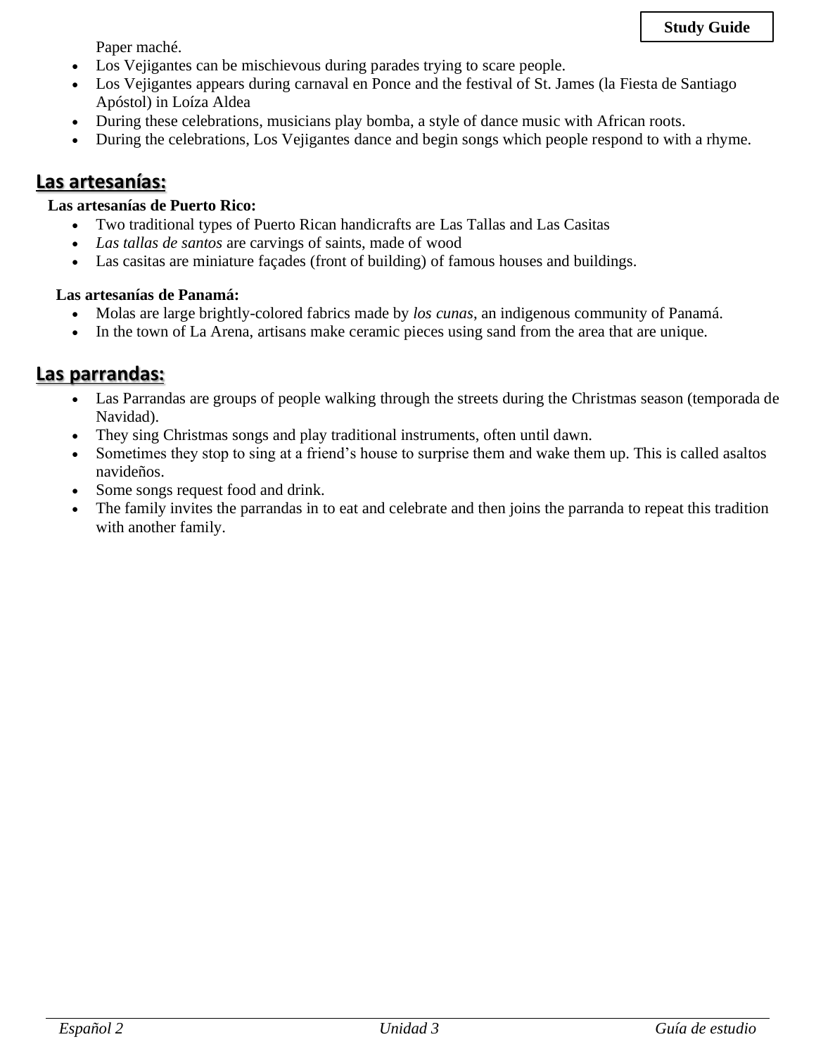Paper maché.

- Los Vejigantes can be mischievous during parades trying to scare people.
- Los Vejigantes appears during carnaval en Ponce and the festival of St. James (la Fiesta de Santiago Apóstol) in Loíza Aldea
- During these celebrations, musicians play bomba, a style of dance music with African roots.
- During the celebrations, Los Vejigantes dance and begin songs which people respond to with a rhyme.

## Las artesanías:

**Las artesanías de Puerto Rico:**

- Two traditional types of Puerto Rican handicrafts are Las Tallas and Las Casitas
- *Las tallas de santos* are carvings of saints, made of wood
- Las casitas are miniature façades (front of building) of famous houses and buildings.

**Las artesanías de Panamá:**

- Molas are large brightly-colored fabrics made by *los cunas*, an indigenous community of Panamá.
- In the town of La Arena, artisans make ceramic pieces using sand from the area that are unique.

## Las parrandas:

- Las Parrandas are groups of people walking through the streets during the Christmas season (temporada de Navidad).
- They sing Christmas songs and play traditional instruments, often until dawn.
- Sometimes they stop to sing at a friend's house to surprise them and wake them up. This is called asaltos navideños.
- Some songs request food and drink.
- The family invites the parrandas in to eat and celebrate and then joins the parranda to repeat this tradition with another family.